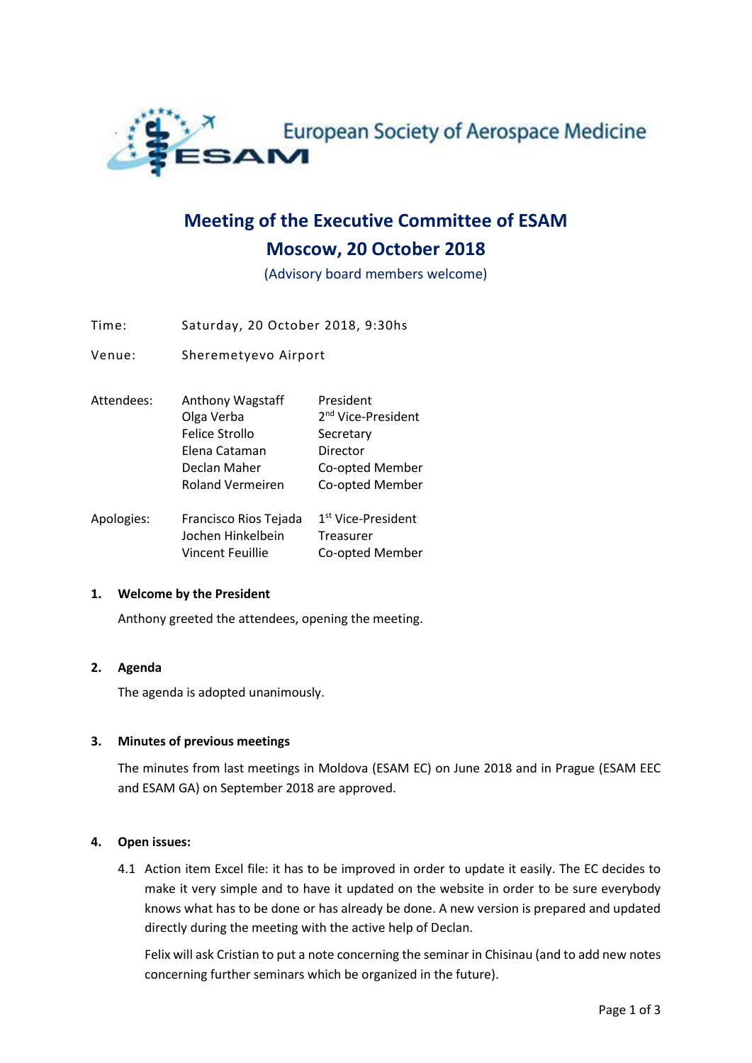European Society of Aerospace Medicine

# Meeting of the Executive Committee of ESAM

## Moscow, 20 October 2018

(Advisory board members welcome)

| | | |
|---|---|---|
| Time: | Saturday, 20 October 2018, 9:30hs | |
| Venue: | Sheremetyevo Airport | |
| Attendees: | Anthony Wagstaff | President |
| | Olga Verba | 2nd Vice-President |
| | Felice Strollo | Secretay |
| | Elena Cataman | Director |
| | Declan Maher | Co-opted Member |
| | Roland Vermeiren | Co-opted Member |
| Apologies: | Francisco Rios Tejada | 1st Vice-President |
| | Jochen Hinkelbein | Treasurer |
| | Vincent Feuillie | Co-opted Member |

**1. Welcome by the President**

Anthony greeted the attendees, opening the meeting.

**2. Agenda**

The agenda is adopted unanimously.

**3. Minutes of previous meetings**

The minutes from last meetings in Moldova (ESAM EC) on June 2018 and in Prague (ESAM EEC and ESAM GA) on September 2018 are approved.

**4. Open issues:**

4.1 Action item Excel file: it has to be improved in order to update it easily. The EC decides to make it very simple and to have it updated on the website in order to be sure everybody knows what has to be done or has already be done. A new version is prepared and updated directly during the meeting with the active help of Declan.

Felix will ask Cristian to put a note concerning the seminar in Chisinau (and to add new notes concerning further seminars which be organized in the future).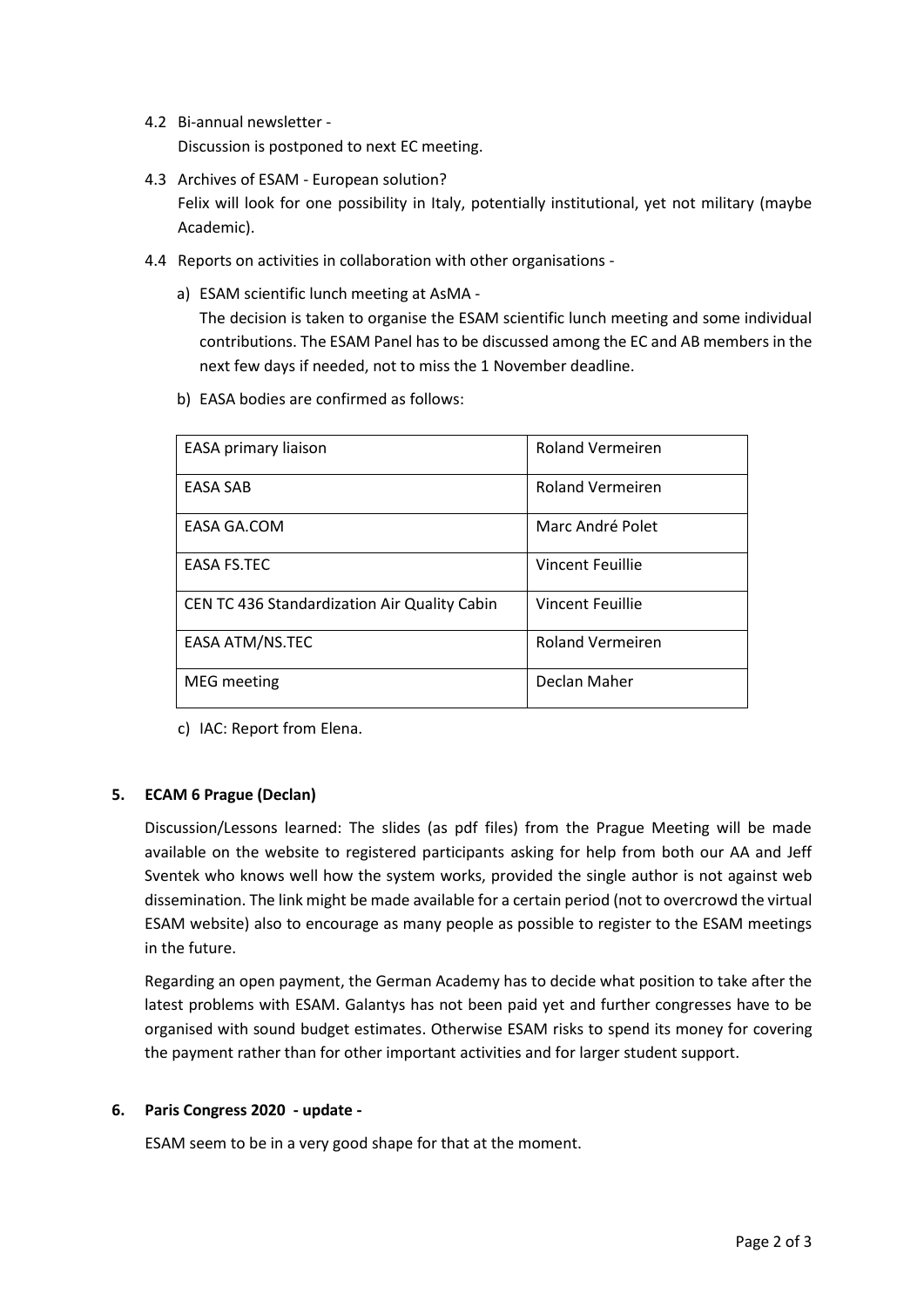4.2 Bi-annual newsletter -
Discussion is postponed to next EC meeting.

4.3 Archives of ESAM - European solution?
Felix will look for one possibility in Italy, potentially institutional, yet not military (maybe Academic).

4.4 Reports on activities in collaboration with other organisations -

a) ESAM scientific lunch meeting at AsMA -
The decision is taken to organise the ESAM scientific lunch meeting and some individual contributions. The ESAM Panel has to be discussed among the EC and AB members in the next few days if needed, not to miss the 1 November deadline.

b) EASA bodies are confirmed as follows:

| EASA primary liaison | Roland Vermeiren |
|---|---|
| EASA SAB | Roland Vermeiren |
| EASA GA.COM | Marc André Polet |
| EASA FS.TEC | Vincent Feuillie |
| CEN TC 436 Standardization Air Quality Cabin | Vincent Feuillie |
| EASA ATM/NS.TEC | Roland Vermeiren |
| MEG meeting | Declan Maher |

c) IAC: Report from Elena.

## 5. ECAM 6 Prague (Declan)

Discussion/Lessons learned: The slides (as pdf files) from the Prague Meeting will be made available on the website to registered participants asking for help from both our AA and Jeff Sventek who knows well how the system works, provided the single author is not against web dissemination. The link might be made available for a certain period (not to overcrowd the virtual ESAM website) also to encourage as many people as possible to register to the ESAM meetings in the future.

Regarding an open payment, the German Academy has to decide what position to take after the latest problems with ESAM. Galantys has not been paid yet and further congresses have to be organised with sound budget estimates. Otherwise ESAM risks to spend its money for covering the payment rather than for other important activities and for larger student support.

## 6. Paris Congress 2020 - update -

ESAM seem to be in a very good shape for that at the moment.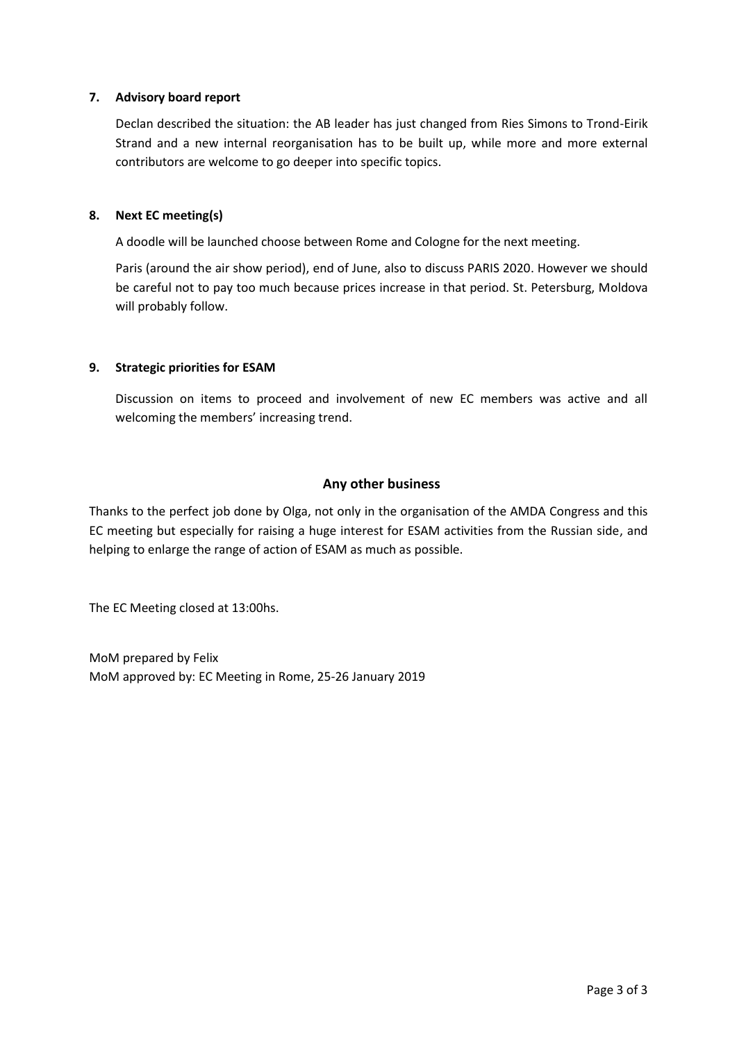### 7. Advisory board report

Declan described the situation: the AB leader has just changed from Ries Simons to Trond-Eirik Strand and a new internal reorganisation has to be built up, while more and more external contributors are welcome to go deeper into specific topics.

### 8. Next EC meeting(s)

A doodle will be launched choose between Rome and Cologne for the next meeting.

Paris (around the air show period), end of June, also to discuss PARIS 2020. However we should be careful not to pay too much because prices increase in that period. St. Petersburg, Moldova will probably follow.

### 9. Strategic priorities for ESAM

Discussion on items to proceed and involvement of new EC members was active and all welcoming the members' increasing trend.

## Any other business

Thanks to the perfect job done by Olga, not only in the organisation of the AMDA Congress and this EC meeting but especially for raising a huge interest for ESAM activities from the Russian side, and helping to enlarge the range of action of ESAM as much as possible.

The EC Meeting closed at 13:00hs.

MoM prepared by Felix
MoM approved by: EC Meeting in Rome, 25-26 January 2019